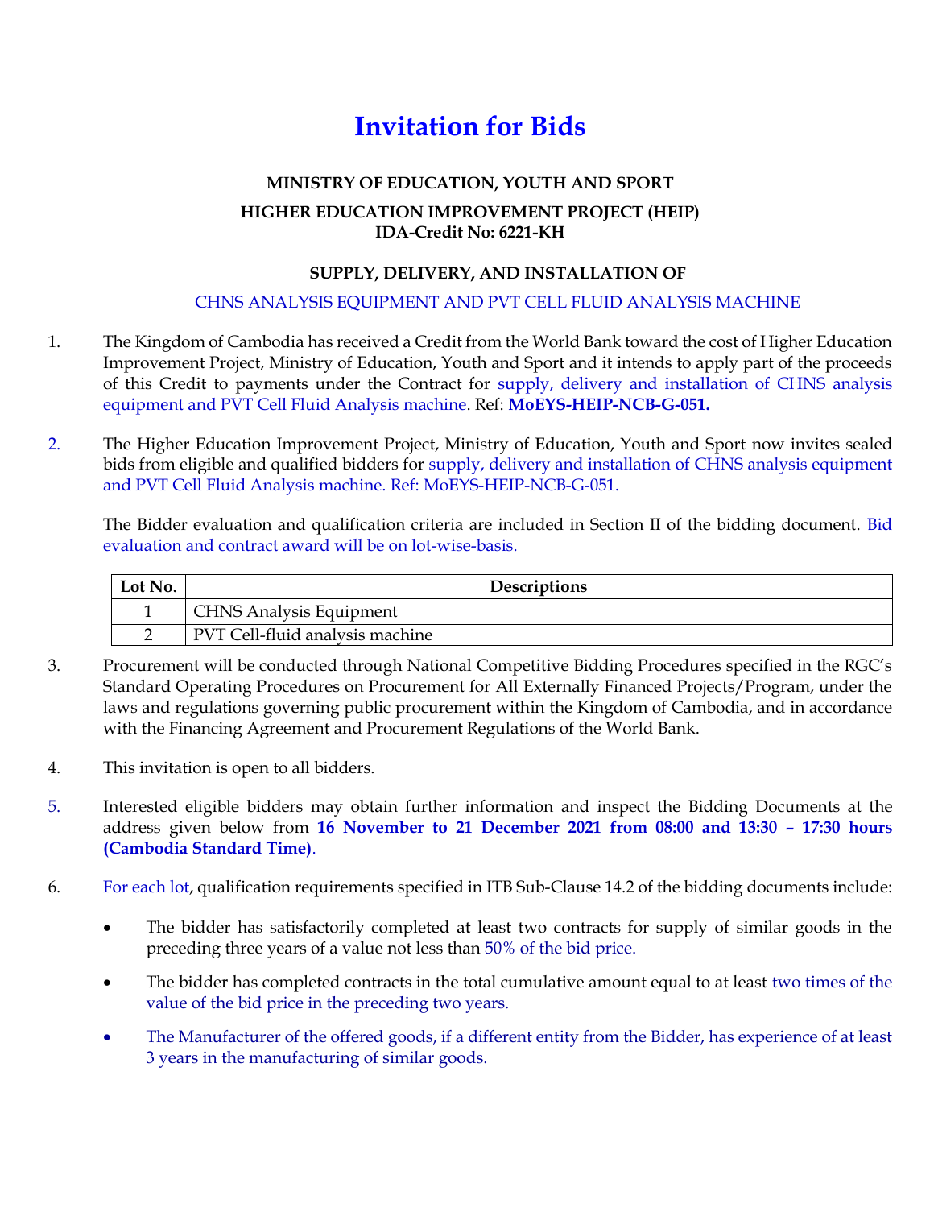# Invitation for Bids

**MINISTRY OF EDUCATION, YOUTH AND SPORT**

**HIGHER EDUCATION IMPROVEMENT PROJECT (HEIP)**
**IDA-Credit No: 6221-KH**

**SUPPLY, DELIVERY, AND INSTALLATION OF**

CHNS ANALYSIS EQUIPMENT AND PVT CELL FLUID ANALYSIS MACHINE

1. The Kingdom of Cambodia has received a Credit from the World Bank toward the cost of Higher Education Improvement Project, Ministry of Education, Youth and Sport and it intends to apply part of the proceeds of this Credit to payments under the Contract for supply, delivery and installation of CHNS analysis equipment and PVT Cell Fluid Analysis machine. Ref: **MoEYS-HEIP-NCB-G-051.**

2. The Higher Education Improvement Project, Ministry of Education, Youth and Sport now invites sealed bids from eligible and qualified bidders for supply, delivery and installation of CHNS analysis equipment and PVT Cell Fluid Analysis machine. Ref: MoEYS-HEIP-NCB-G-051.

   The Bidder evaluation and qualification criteria are included in Section II of the bidding document. Bid evaluation and contract award will be on lot-wise-basis.

| Lot No. | Descriptions |
|---|---|
| 1 | CHNS Analysis Equipment |
| 2 | PVT Cell-fluid analysis machine |

3. Procurement will be conducted through National Competitive Bidding Procedures specified in the RGC's Standard Operating Procedures on Procurement for All Externally Financed Projects/Program, under the laws and regulations governing public procurement within the Kingdom of Cambodia, and in accordance with the Financing Agreement and Procurement Regulations of the World Bank.

4. This invitation is open to all bidders.

5. Interested eligible bidders may obtain further information and inspect the Bidding Documents at the address given below from **16 November to 21 December 2021 from 08:00 and 13:30 – 17:30 hours (Cambodia Standard Time)**.

6. For each lot, qualification requirements specified in ITB Sub-Clause 14.2 of the bidding documents include:

   - The bidder has satisfactorily completed at least two contracts for supply of similar goods in the preceding three years of a value not less than 50% of the bid price.
   - The bidder has completed contracts in the total cumulative amount equal to at least two times of the value of the bid price in the preceding two years.
   - The Manufacturer of the offered goods, if a different entity from the Bidder, has experience of at least 3 years in the manufacturing of similar goods.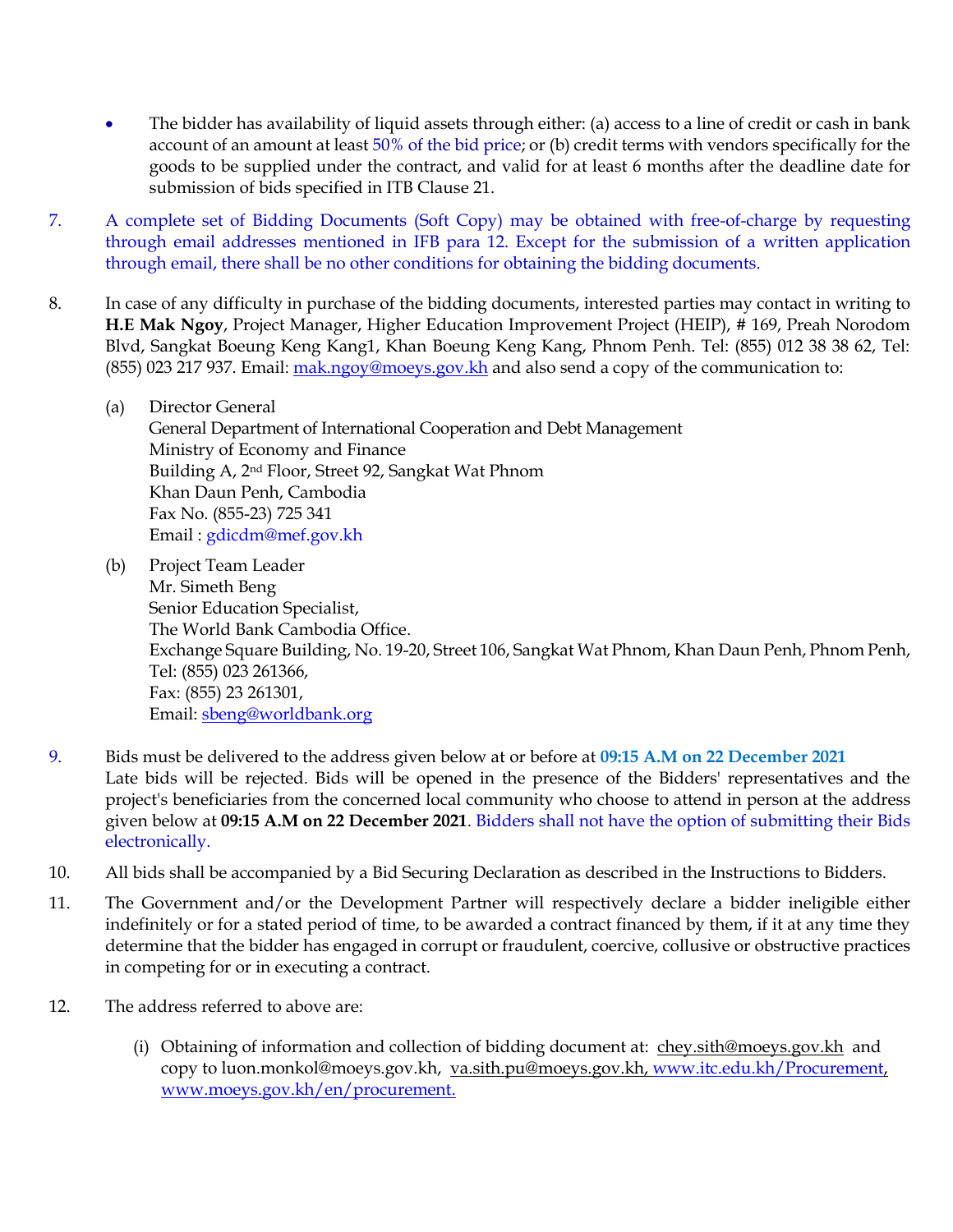- The bidder has availability of liquid assets through either: (a) access to a line of credit or cash in bank account of an amount at least 50% of the bid price; or (b) credit terms with vendors specifically for the goods to be supplied under the contract, and valid for at least 6 months after the deadline date for submission of bids specified in ITB Clause 21.

7. A complete set of Bidding Documents (Soft Copy) may be obtained with free-of-charge by requesting through email addresses mentioned in IFB para 12. Except for the submission of a written application through email, there shall be no other conditions for obtaining the bidding documents.

8. In case of any difficulty in purchase of the bidding documents, interested parties may contact in writing to **H.E Mak Ngoy**, Project Manager, Higher Education Improvement Project (HEIP), # 169, Preah Norodom Blvd, Sangkat Boeung Keng Kang1, Khan Boeung Keng Kang, Phnom Penh. Tel: (855) 012 38 38 62, Tel: (855) 023 217 937. Email: mak.ngoy@moeys.gov.kh and also send a copy of the communication to:

   (a) Director General
   General Department of International Cooperation and Debt Management
   Ministry of Economy and Finance
   Building A, 2nd Floor, Street 92, Sangkat Wat Phnom
   Khan Daun Penh, Cambodia
   Fax No. (855-23) 725 341
   Email : gdicdm@mef.gov.kh

   (b) Project Team Leader
   Mr. Simeth Beng
   Senior Education Specialist,
   The World Bank Cambodia Office.
   Exchange Square Building, No. 19-20, Street 106, Sangkat Wat Phnom, Khan Daun Penh, Phnom Penh,
   Tel: (855) 023 261366,
   Fax: (855) 23 261301,
   Email: sbeng@worldbank.org

9. Bids must be delivered to the address given below at or before at **09:15 A.M on 22 December 2021**
Late bids will be rejected. Bids will be opened in the presence of the Bidders' representatives and the project's beneficiaries from the concerned local community who choose to attend in person at the address given below at **09:15 A.M on 22 December 2021**. Bidders shall not have the option of submitting their Bids electronically.

10. All bids shall be accompanied by a Bid Securing Declaration as described in the Instructions to Bidders.

11. The Government and/or the Development Partner will respectively declare a bidder ineligible either indefinitely or for a stated period of time, to be awarded a contract financed by them, if it at any time they determine that the bidder has engaged in corrupt or fraudulent, coercive, collusive or obstructive practices in competing for or in executing a contract.

12. The address referred to above are:

   (i) Obtaining of information and collection of bidding document at: chey.sith@moeys.gov.kh and copy to luon.monkol@moeys.gov.kh, va.sith.pu@moeys.gov.kh, www.itc.edu.kh/Procurement, www.moeys.gov.kh/en/procurement.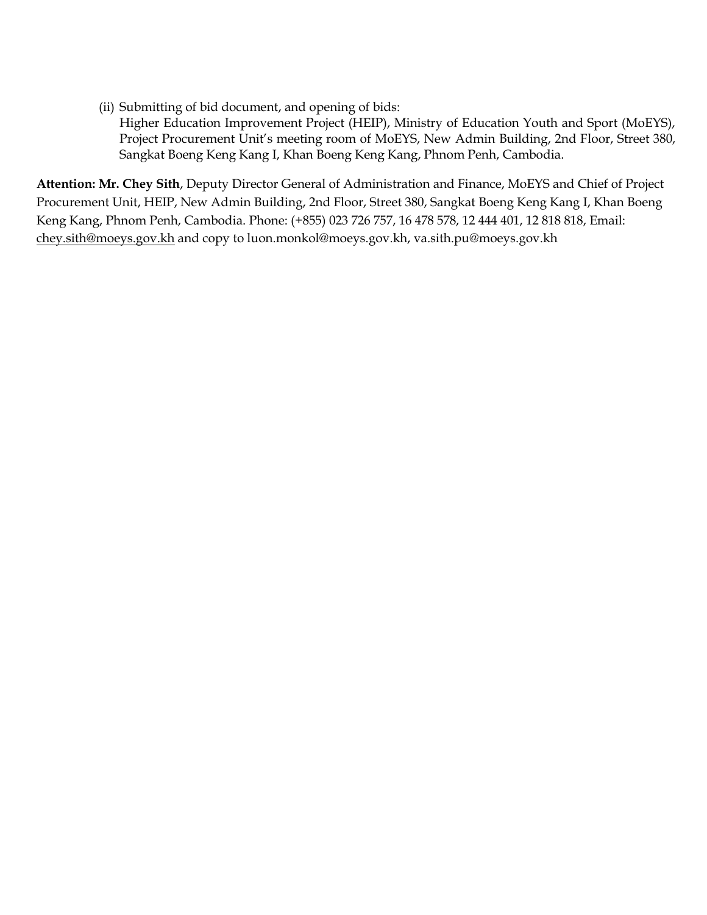(ii) Submitting of bid document, and opening of bids:
Higher Education Improvement Project (HEIP), Ministry of Education Youth and Sport (MoEYS), Project Procurement Unit's meeting room of MoEYS, New Admin Building, 2nd Floor, Street 380, Sangkat Boeng Keng Kang I, Khan Boeng Keng Kang, Phnom Penh, Cambodia.

**Attention: Mr. Chey Sith**, Deputy Director General of Administration and Finance, MoEYS and Chief of Project Procurement Unit, HEIP, New Admin Building, 2nd Floor, Street 380, Sangkat Boeng Keng Kang I, Khan Boeng Keng Kang, Phnom Penh, Cambodia. Phone: (+855) 023 726 757, 16 478 578, 12 444 401, 12 818 818, Email: chey.sith@moeys.gov.kh and copy to luon.monkol@moeys.gov.kh, va.sith.pu@moeys.gov.kh